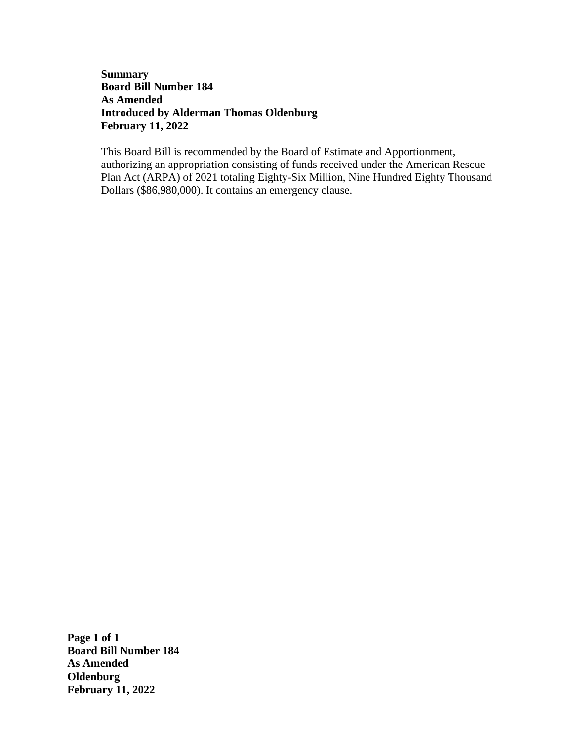**Summary**
**Board Bill Number 184**
**As Amended**
**Introduced by Alderman Thomas Oldenburg**
**February 11, 2022**

This Board Bill is recommended by the Board of Estimate and Apportionment, authorizing an appropriation consisting of funds received under the American Rescue Plan Act (ARPA) of 2021 totaling Eighty-Six Million, Nine Hundred Eighty Thousand Dollars ($86,980,000). It contains an emergency clause.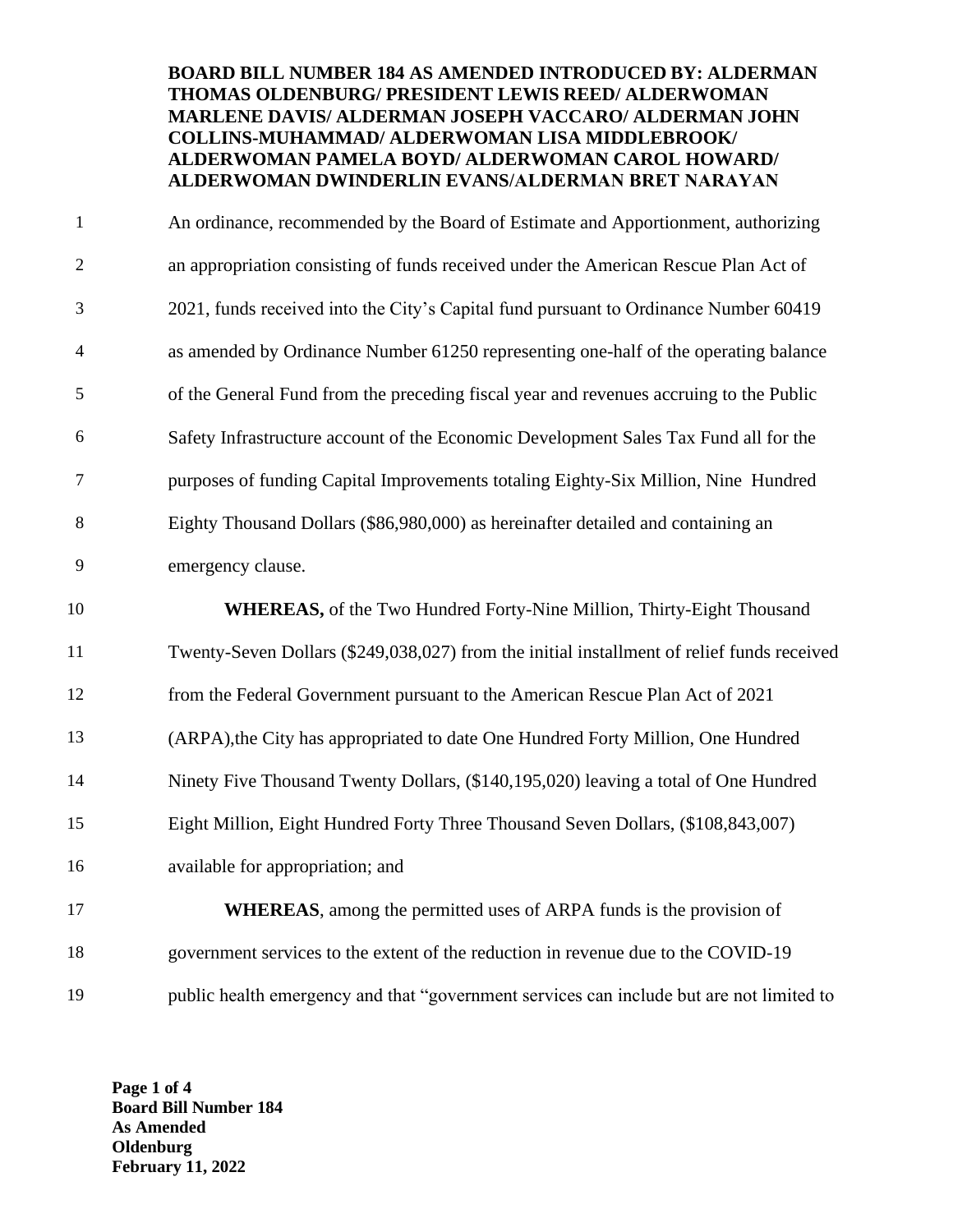**BOARD BILL NUMBER 184 AS AMENDED INTRODUCED BY: ALDERMAN THOMAS OLDENBURG/ PRESIDENT LEWIS REED/ ALDERWOMAN MARLENE DAVIS/ ALDERMAN JOSEPH VACCARO/ ALDERMAN JOHN COLLINS-MUHAMMAD/ ALDERWOMAN LISA MIDDLEBROOK/ ALDERWOMAN PAMELA BOYD/ ALDERWOMAN CAROL HOWARD/ ALDERWOMAN DWINDERLIN EVANS/ALDERMAN BRET NARAYAN**

1 An ordinance, recommended by the Board of Estimate and Apportionment, authorizing
2 an appropriation consisting of funds received under the American Rescue Plan Act of
3 2021, funds received into the City's Capital fund pursuant to Ordinance Number 60419
4 as amended by Ordinance Number 61250 representing one-half of the operating balance
5 of the General Fund from the preceding fiscal year and revenues accruing to the Public
6 Safety Infrastructure account of the Economic Development Sales Tax Fund all for the
7 purposes of funding Capital Improvements totaling Eighty-Six Million, Nine Hundred
8 Eighty Thousand Dollars ($86,980,000) as hereinafter detailed and containing an
9 emergency clause.

10 **WHEREAS,** of the Two Hundred Forty-Nine Million, Thirty-Eight Thousand
11 Twenty-Seven Dollars ($249,038,027) from the initial installment of relief funds received
12 from the Federal Government pursuant to the American Rescue Plan Act of 2021
13 (ARPA),the City has appropriated to date One Hundred Forty Million, One Hundred
14 Ninety Five Thousand Twenty Dollars, ($140,195,020) leaving a total of One Hundred
15 Eight Million, Eight Hundred Forty Three Thousand Seven Dollars, ($108,843,007)
16 available for appropriation; and

17 **WHEREAS**, among the permitted uses of ARPA funds is the provision of
18 government services to the extent of the reduction in revenue due to the COVID-19
19 public health emergency and that "government services can include but are not limited to

**Board Bill Number 184**
**As Amended**
**Oldenburg**
**February 11, 2022**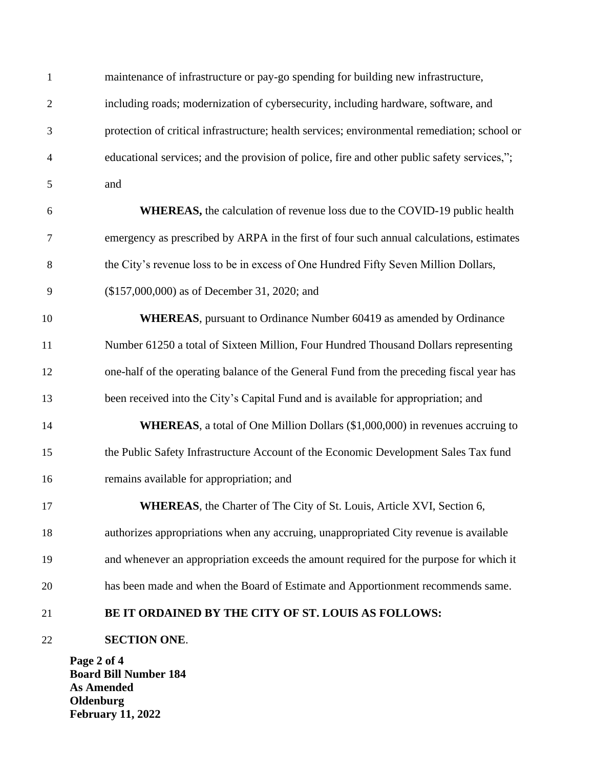maintenance of infrastructure or pay-go spending for building new infrastructure, including roads; modernization of cybersecurity, including hardware, software, and protection of critical infrastructure; health services; environmental remediation; school or educational services; and the provision of police, fire and other public safety services,"; and

**WHEREAS,** the calculation of revenue loss due to the COVID-19 public health emergency as prescribed by ARPA in the first of four such annual calculations, estimates the City's revenue loss to be in excess of One Hundred Fifty Seven Million Dollars, ($157,000,000) as of December 31, 2020; and

**WHEREAS**, pursuant to Ordinance Number 60419 as amended by Ordinance Number 61250 a total of Sixteen Million, Four Hundred Thousand Dollars representing one-half of the operating balance of the General Fund from the preceding fiscal year has been received into the City's Capital Fund and is available for appropriation; and

**WHEREAS**, a total of One Million Dollars ($1,000,000) in revenues accruing to the Public Safety Infrastructure Account of the Economic Development Sales Tax fund remains available for appropriation; and

**WHEREAS**, the Charter of The City of St. Louis, Article XVI, Section 6, authorizes appropriations when any accruing, unappropriated City revenue is available and whenever an appropriation exceeds the amount required for the purpose for which it has been made and when the Board of Estimate and Apportionment recommends same.

**BE IT ORDAINED BY THE CITY OF ST. LOUIS AS FOLLOWS:**

**SECTION ONE**.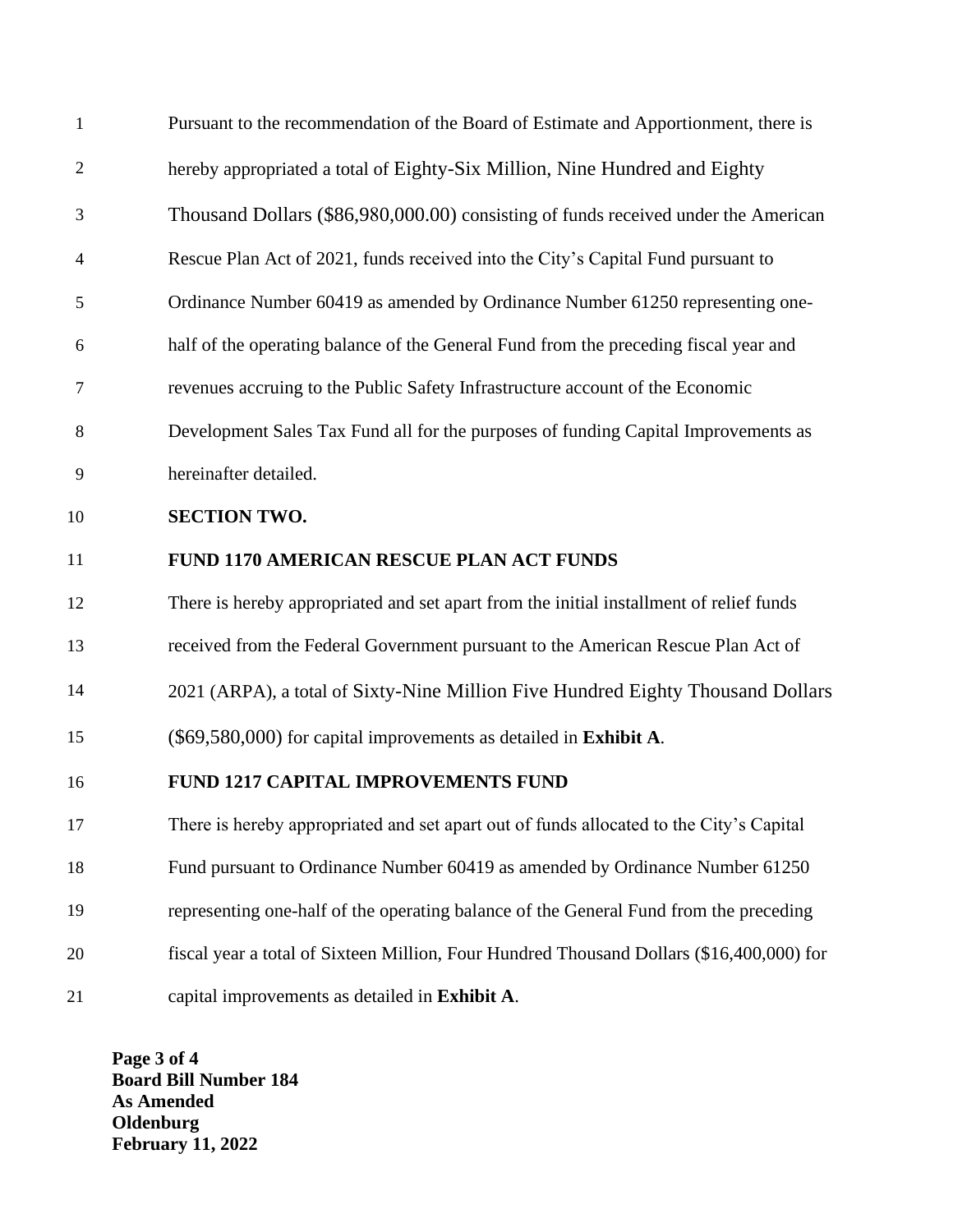Pursuant to the recommendation of the Board of Estimate and Apportionment, there is hereby appropriated a total of Eighty-Six Million, Nine Hundred and Eighty Thousand Dollars ($86,980,000.00) consisting of funds received under the American Rescue Plan Act of 2021, funds received into the City's Capital Fund pursuant to Ordinance Number 60419 as amended by Ordinance Number 61250 representing one-half of the operating balance of the General Fund from the preceding fiscal year and revenues accruing to the Public Safety Infrastructure account of the Economic Development Sales Tax Fund all for the purposes of funding Capital Improvements as hereinafter detailed.

**SECTION TWO.**

**FUND 1170 AMERICAN RESCUE PLAN ACT FUNDS**

There is hereby appropriated and set apart from the initial installment of relief funds received from the Federal Government pursuant to the American Rescue Plan Act of 2021 (ARPA), a total of Sixty-Nine Million Five Hundred Eighty Thousand Dollars ($69,580,000) for capital improvements as detailed in **Exhibit A**.

**FUND 1217 CAPITAL IMPROVEMENTS FUND**

There is hereby appropriated and set apart out of funds allocated to the City's Capital Fund pursuant to Ordinance Number 60419 as amended by Ordinance Number 61250 representing one-half of the operating balance of the General Fund from the preceding fiscal year a total of Sixteen Million, Four Hundred Thousand Dollars ($16,400,000) for capital improvements as detailed in **Exhibit A**.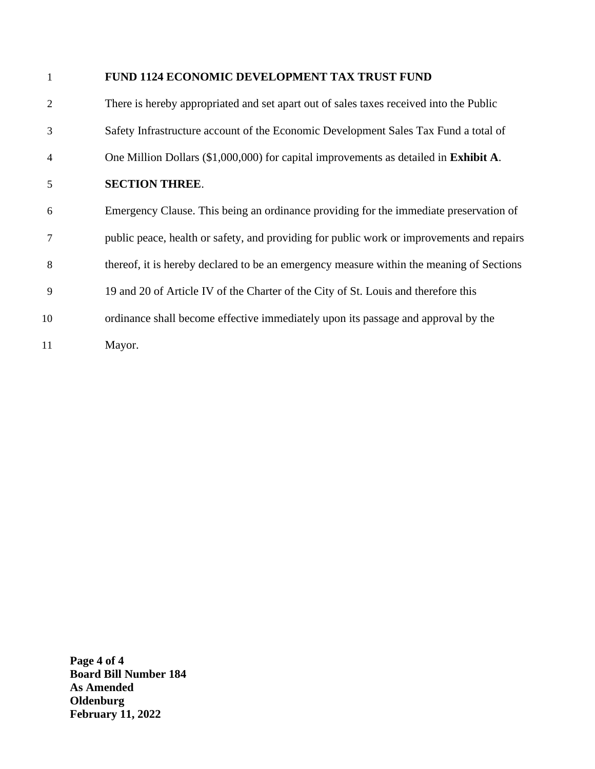**FUND 1124 ECONOMIC DEVELOPMENT TAX TRUST FUND**

There is hereby appropriated and set apart out of sales taxes received into the Public Safety Infrastructure account of the Economic Development Sales Tax Fund a total of One Million Dollars ($1,000,000) for capital improvements as detailed in **Exhibit A**.

**SECTION THREE**.

Emergency Clause. This being an ordinance providing for the immediate preservation of public peace, health or safety, and providing for public work or improvements and repairs thereof, it is hereby declared to be an emergency measure within the meaning of Sections 19 and 20 of Article IV of the Charter of the City of St. Louis and therefore this ordinance shall become effective immediately upon its passage and approval by the Mayor.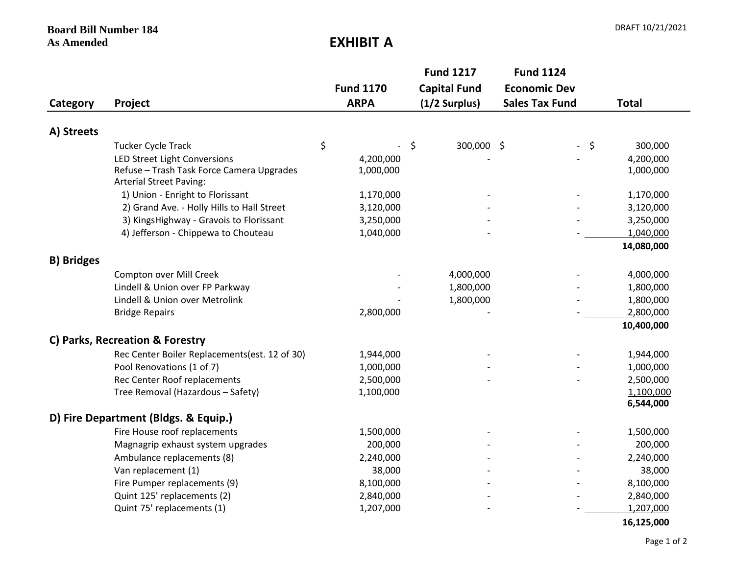**Board Bill Number 184**
**As Amended**

DRAFT 10/21/2021

# EXHIBIT A

| Category | Project | Fund 1170 ARPA | Fund 1217 Capital Fund (1/2 Surplus) | Fund 1124 Economic Dev Sales Tax Fund | Total |
|---|---|---|---|---|---|
| **A) Streets** | | | | | |
| | Tucker Cycle Track | $ - | $ 300,000 | $ - | $ 300,000 |
| | LED Street Light Conversions | 4,200,000 | - | - | 4,200,000 |
| | Refuse – Trash Task Force Camera Upgrades | 1,000,000 | | | 1,000,000 |
| | Arterial Street Paving: | | | | |
| | 1) Union - Enright to Florissant | 1,170,000 | - | - | 1,170,000 |
| | 2) Grand Ave. - Holly Hills to Hall Street | 3,120,000 | - | - | 3,120,000 |
| | 3) KingsHighway - Gravois to Florissant | 3,250,000 | - | - | 3,250,000 |
| | 4) Jefferson - Chippewa to Chouteau | 1,040,000 | - | - | 1,040,000 |
| | | | | | **14,080,000** |
| **B) Bridges** | | | | | |
| | Compton over Mill Creek | - | 4,000,000 | - | 4,000,000 |
| | Lindell & Union over FP Parkway | - | 1,800,000 | - | 1,800,000 |
| | Lindell & Union over Metrolink | - | 1,800,000 | - | 1,800,000 |
| | Bridge Repairs | 2,800,000 | - | - | 2,800,000 |
| | | | | | **10,400,000** |
| **C) Parks, Recreation & Forestry** | | | | | |
| | Rec Center Boiler Replacements(est. 12 of 30) | 1,944,000 | - | - | 1,944,000 |
| | Pool Renovations (1 of 7) | 1,000,000 | - | - | 1,000,000 |
| | Rec Center Roof replacements | 2,500,000 | - | - | 2,500,000 |
| | Tree Removal (Hazardous – Safety) | 1,100,000 | | | 1,100,000 |
| | | | | | **6,544,000** |
| **D) Fire Department (Bldgs. & Equip.)** | | | | | |
| | Fire House roof replacements | 1,500,000 | - | - | 1,500,000 |
| | Magnagrip exhaust system upgrades | 200,000 | - | - | 200,000 |
| | Ambulance replacements (8) | 2,240,000 | - | - | 2,240,000 |
| | Van replacement (1) | 38,000 | - | - | 38,000 |
| | Fire Pumper replacements (9) | 8,100,000 | - | - | 8,100,000 |
| | Quint 125' replacements (2) | 2,840,000 | - | - | 2,840,000 |
| | Quint 75' replacements (1) | 1,207,000 | - | - | 1,207,000 |
| | | | | | **16,125,000** |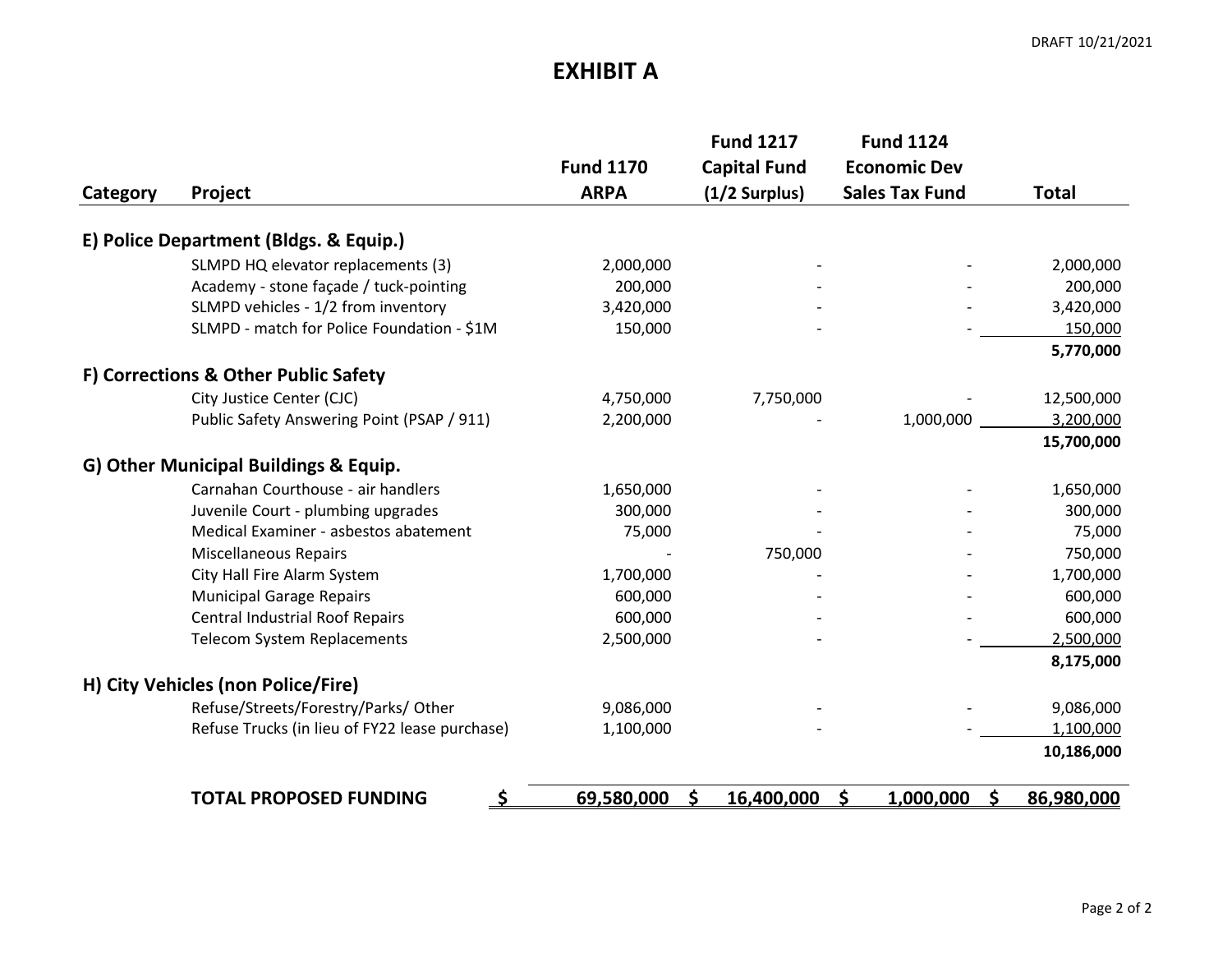DRAFT 10/21/2021

# EXHIBIT A

| Category | Project | Fund 1170 ARPA | Fund 1217 Capital Fund (1/2 Surplus) | Fund 1124 Economic Dev Sales Tax Fund | Total |
|---|---|---|---|---|---|
| **E) Police Department (Bldgs. & Equip.)** | | | | | |
| | SLMPD HQ elevator replacements (3) | 2,000,000 | - | - | 2,000,000 |
| | Academy - stone façade / tuck-pointing | 200,000 | - | - | 200,000 |
| | SLMPD vehicles - 1/2 from inventory | 3,420,000 | - | - | 3,420,000 |
| | SLMPD - match for Police Foundation - $1M | 150,000 | - | - | 150,000 |
| | | | | | **5,770,000** |
| **F) Corrections & Other Public Safety** | | | | | |
| | City Justice Center (CJC) | 4,750,000 | 7,750,000 | - | 12,500,000 |
| | Public Safety Answering Point (PSAP / 911) | 2,200,000 | - | 1,000,000 | 3,200,000 |
| | | | | | **15,700,000** |
| **G) Other Municipal Buildings & Equip.** | | | | | |
| | Carnahan Courthouse - air handlers | 1,650,000 | - | - | 1,650,000 |
| | Juvenile Court - plumbing upgrades | 300,000 | - | - | 300,000 |
| | Medical Examiner - asbestos abatement | 75,000 | - | - | 75,000 |
| | Miscellaneous Repairs | - | 750,000 | - | 750,000 |
| | City Hall Fire Alarm System | 1,700,000 | - | - | 1,700,000 |
| | Municipal Garage Repairs | 600,000 | - | - | 600,000 |
| | Central Industrial Roof Repairs | 600,000 | - | - | 600,000 |
| | Telecom System Replacements | 2,500,000 | - | - | 2,500,000 |
| | | | | | **8,175,000** |
| **H) City Vehicles (non Police/Fire)** | | | | | |
| | Refuse/Streets/Forestry/Parks/ Other | 9,086,000 | - | - | 9,086,000 |
| | Refuse Trucks (in lieu of FY22 lease purchase) | 1,100,000 | - | - | 1,100,000 |
| | | | | | **10,186,000** |
| | **TOTAL PROPOSED FUNDING** | **$ 69,580,000** | **$ 16,400,000** | **$ 1,000,000** | **$ 86,980,000** |